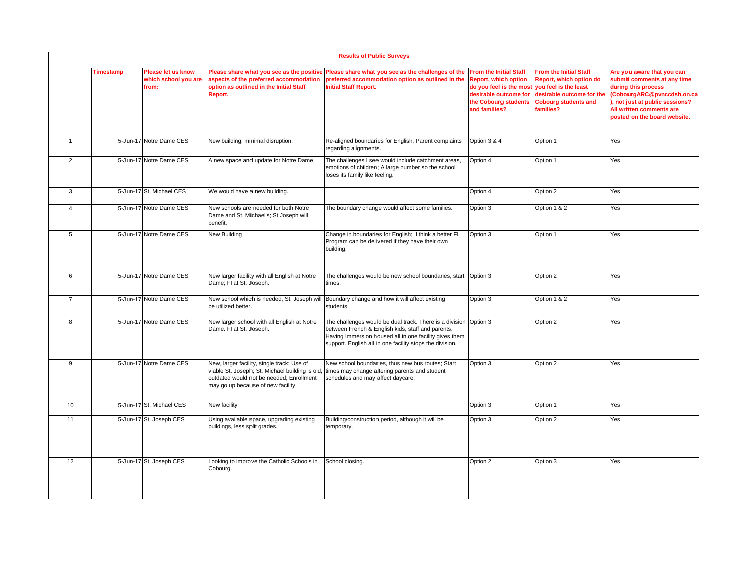## Results of Public Surveys

| | Timestamp | Please let us know which school you are from: | Please share what you see as the positive aspects of the preferred accommodation option as outlined in the Initial Staff Report. | Please share what you see as the challenges of the preferred accommodation option as outlined in the Initial Staff Report. | From the Initial Staff Report, which option do you feel is the most desirable outcome for the Cobourg students and families? | From the Initial Staff Report, which option do you feel is the least desirable outcome for the Cobourg students and families? | Are you aware that you can submit comments at any time during this process (CobourgARC@pvnccdsb.on.ca), not just at public sessions? All written comments are posted on the board website. |
|---|---|---|---|---|---|---|---|
| 1 | 5-Jun-17 | Notre Dame CES | New building, minimal disruption. | Re-aligned boundaries for English; Parent complaints regarding alignments. | Option 3 & 4 | Option 1 | Yes |
| 2 | 5-Jun-17 | Notre Dame CES | A new space and update for Notre Dame. | The challenges I see would include catchment areas, emotions of children; A large number so the school loses its family like feeling. | Option 4 | Option 1 | Yes |
| 3 | 5-Jun-17 | St. Michael CES | We would have a new building. | | Option 4 | Option 2 | Yes |
| 4 | 5-Jun-17 | Notre Dame CES | New schools are needed for both Notre Dame and St. Michael's; St Joseph will benefit. | The boundary change would affect some families. | Option 3 | Option 1 & 2 | Yes |
| 5 | 5-Jun-17 | Notre Dame CES | New Building | Change in boundaries for English; I think a better FI Program can be delivered if they have their own building. | Option 3 | Option 1 | Yes |
| 6 | 5-Jun-17 | Notre Dame CES | New larger facility with all English at Notre Dame; FI at St. Joseph. | The challenges would be new school boundaries, start times. | Option 3 | Option 2 | Yes |
| 7 | 5-Jun-17 | Notre Dame CES | New school which is needed, St. Joseph will be utilized better. | Boundary change and how it will affect existing students. | Option 3 | Option 1 & 2 | Yes |
| 8 | 5-Jun-17 | Notre Dame CES | New larger school with all English at Notre Dame. FI at St. Joseph. | The challenges would be dual track. There is a division between French & English kids, staff and parents. Having Immersion housed all in one facility gives them support. English all in one facility stops the division. | Option 3 | Option 2 | Yes |
| 9 | 5-Jun-17 | Notre Dame CES | New, larger facility, single track; Use of viable St. Joseph; St. Michael building is old, outdated would not be needed; Enrollment may go up because of new facility. | New school boundaries, thus new bus routes; Start times may change altering parents and student schedules and may affect daycare. | Option 3 | Option 2 | Yes |
| 10 | 5-Jun-17 | St. Michael CES | New facility | | Option 3 | Option 1 | Yes |
| 11 | 5-Jun-17 | St. Joseph CES | Using available space, upgrading existing buildings, less split grades. | Building/construction period, although it will be temporary. | Option 3 | Option 2 | Yes |
| 12 | 5-Jun-17 | St. Joseph CES | Looking to improve the Catholic Schools in Cobourg. | School closing. | Option 2 | Option 3 | Yes |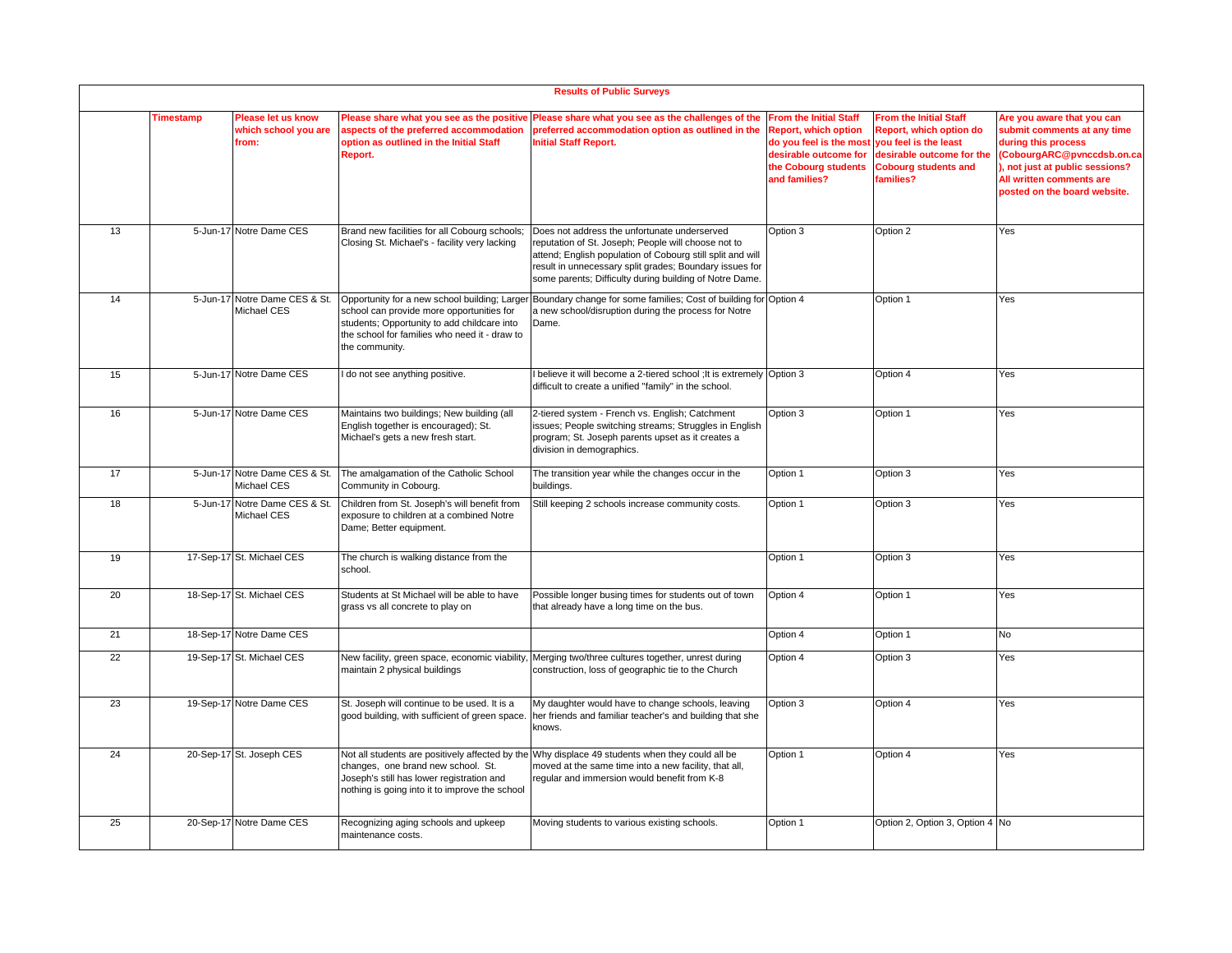| | Results of Public Surveys | | | | | | |
|---|---|---|---|---|---|---|---|
| | **Timestamp** | **Please let us know which school you are from:** | **Please share what you see as the positive aspects of the preferred accommodation option as outlined in the Initial Staff Report.** | **Please share what you see as the challenges of the preferred accommodation option as outlined in the Initial Staff Report.** | **From the Initial Staff Report, which option do you feel is the most desirable outcome for the Cobourg students and families?** | **From the Initial Staff Report, which option do you feel is the least desirable outcome for the Cobourg students and families?** | **Are you aware that you can submit comments at any time during this process (CobourgARC@pvnccdsb.on.ca), not just at public sessions? All written comments are posted on the board website.** |
| 13 | 5-Jun-17 | Notre Dame CES | Brand new facilities for all Cobourg schools; Closing St. Michael's - facility very lacking | Does not address the unfortunate underserved reputation of St. Joseph; People will choose not to attend; English population of Cobourg still split and will result in unnecessary split grades; Boundary issues for some parents; Difficulty during building of Notre Dame. | Option 3 | Option 2 | Yes |
| 14 | 5-Jun-17 | Notre Dame CES & St. Michael CES | Opportunity for a new school building; Larger school can provide more opportunities for students; Opportunity to add childcare into the school for families who need it - draw to the community. | Boundary change for some families; Cost of building for a new school/disruption during the process for Notre Dame. | Option 4 | Option 1 | Yes |
| 15 | 5-Jun-17 | Notre Dame CES | I do not see anything positive. | I believe it will become a 2-tiered school ;It is extremely difficult to create a unified "family" in the school. | Option 3 | Option 4 | Yes |
| 16 | 5-Jun-17 | Notre Dame CES | Maintains two buildings; New building (all English together is encouraged); St. Michael's gets a new fresh start. | 2-tiered system - French vs. English; Catchment issues; People switching streams; Struggles in English program; St. Joseph parents upset as it creates a division in demographics. | Option 3 | Option 1 | Yes |
| 17 | 5-Jun-17 | Notre Dame CES & St. Michael CES | The amalgamation of the Catholic School Community in Cobourg. | The transition year while the changes occur in the buildings. | Option 1 | Option 3 | Yes |
| 18 | 5-Jun-17 | Notre Dame CES & St. Michael CES | Children from St. Joseph's will benefit from exposure to children at a combined Notre Dame; Better equipment. | Still keeping 2 schools increase community costs. | Option 1 | Option 3 | Yes |
| 19 | 17-Sep-17 | St. Michael CES | The church is walking distance from the school. | | Option 1 | Option 3 | Yes |
| 20 | 18-Sep-17 | St. Michael CES | Students at St Michael will be able to have grass vs all concrete to play on | Possible longer busing times for students out of town that already have a long time on the bus. | Option 4 | Option 1 | Yes |
| 21 | 18-Sep-17 | Notre Dame CES | | | Option 4 | Option 1 | No |
| 22 | 19-Sep-17 | St. Michael CES | New facility, green space, economic viability, maintain 2 physical buildings | Merging two/three cultures together, unrest during construction, loss of geographic tie to the Church | Option 4 | Option 3 | Yes |
| 23 | 19-Sep-17 | Notre Dame CES | St. Joseph will continue to be used. It is a good building, with sufficient of green space. | My daughter would have to change schools, leaving her friends and familiar teacher's and building that she knows. | Option 3 | Option 4 | Yes |
| 24 | 20-Sep-17 | St. Joseph CES | Not all students are positively affected by the changes, one brand new school. St. Joseph's still has lower registration and nothing is going into it to improve the school | Why displace 49 students when they could all be moved at the same time into a new facility, that all, regular and immersion would benefit from K-8 | Option 1 | Option 4 | Yes |
| 25 | 20-Sep-17 | Notre Dame CES | Recognizing aging schools and upkeep maintenance costs. | Moving students to various existing schools. | Option 1 | Option 2, Option 3, Option 4 | No |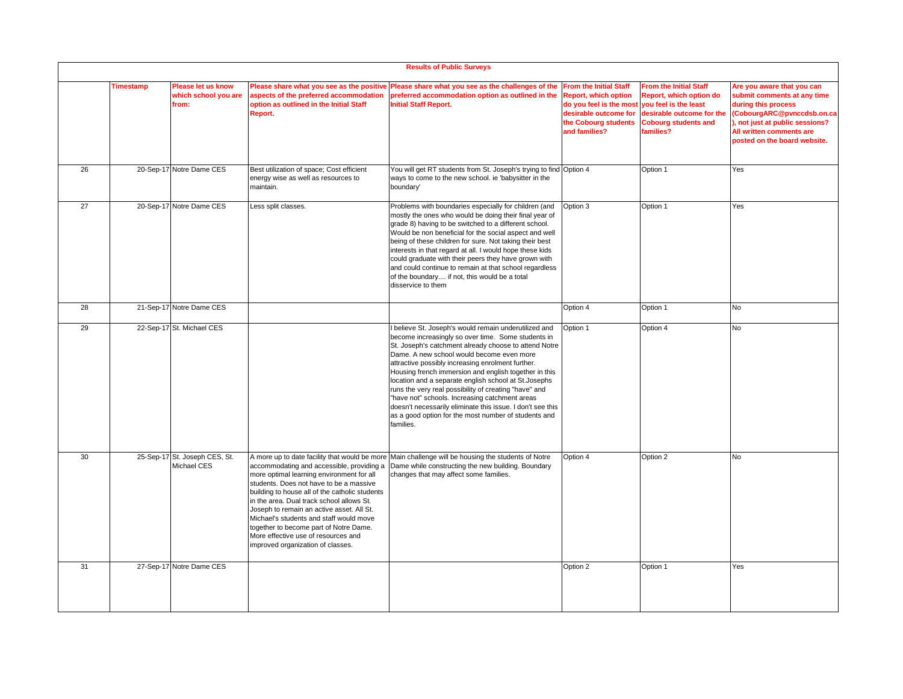| Results of Public Surveys | | | | | | | |
|---|---|---|---|---|---|---|---|
| | **Timestamp** | **Please let us know which school you are from:** | **Please share what you see as the positive aspects of the preferred accommodation option as outlined in the Initial Staff Report.** | **Please share what you see as the challenges of the preferred accommodation option as outlined in the Initial Staff Report.** | **From the Initial Staff Report, which option do you feel is the most desirable outcome for the Cobourg students and families?** | **From the Initial Staff Report, which option do you feel is the least desirable outcome for the Cobourg students and families?** | **Are you aware that you can submit comments at any time during this process (CobourgARC@pvnccdsb.on.ca), not just at public sessions? All written comments are posted on the board website.** |
| 26 | 20-Sep-17 | Notre Dame CES | Best utilization of space; Cost efficient energy wise as well as resources to maintain. | You will get RT students from St. Joseph's trying to find ways to come to the new school. ie 'babysitter in the boundary' | Option 4 | Option 1 | Yes |
| 27 | 20-Sep-17 | Notre Dame CES | Less split classes. | Problems with boundaries especially for children (and mostly the ones who would be doing their final year of grade 8) having to be switched to a different school. Would be non beneficial for the social aspect and well being of these children for sure. Not taking their best interests in that regard at all. I would hope these kids could graduate with their peers they have grown with and could continue to remain at that school regardless of the boundary.... if not, this would be a total disservice to them | Option 3 | Option 1 | Yes |
| 28 | 21-Sep-17 | Notre Dame CES | | | Option 4 | Option 1 | No |
| 29 | 22-Sep-17 | St. Michael CES | | I believe St. Joseph's would remain underutilized and become increasingly so over time. Some students in St. Joseph's catchment already choose to attend Notre Dame. A new school would become even more attractive possibly increasing enrolment further. Housing french immersion and english together in this location and a separate english school at St.Josephs runs the very real possibility of creating "have" and "have not" schools. Increasing catchment areas doesn't necessarily eliminate this issue. I don't see this as a good option for the most number of students and families. | Option 1 | Option 4 | No |
| 30 | 25-Sep-17 | St. Joseph CES, St. Michael CES | A more up to date facility that would be more accommodating and accessible, providing a more optimal learning environment for all students. Does not have to be a massive building to house all of the catholic students in the area. Dual track school allows St. Joseph to remain an active asset. All St. Michael's students and staff would move together to become part of Notre Dame. More effective use of resources and improved organization of classes. | Main challenge will be housing the students of Notre Dame while constructing the new building. Boundary changes that may affect some families. | Option 4 | Option 2 | No |
| 31 | 27-Sep-17 | Notre Dame CES | | | Option 2 | Option 1 | Yes |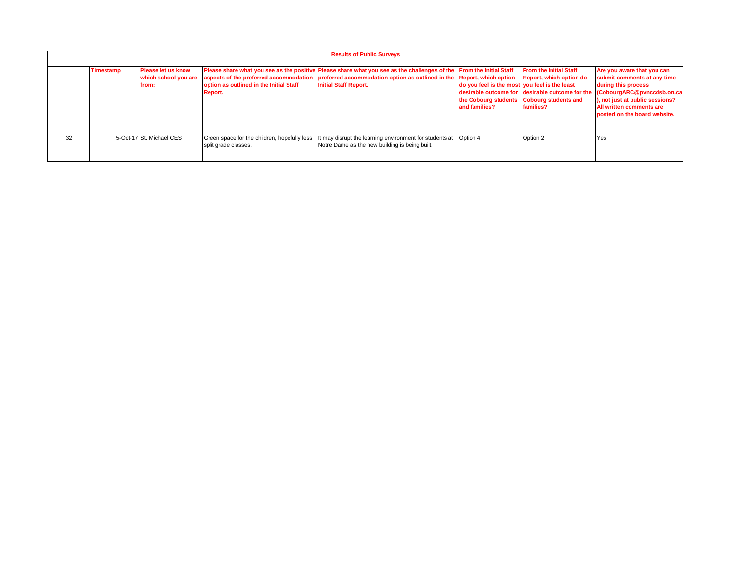| Results of Public Surveys | | | | | | | |
|---|---|---|---|---|---|---|---|
| | **Timestamp** | **Please let us know which school you are from:** | **Please share what you see as the positive aspects of the preferred accommodation option as outlined in the Initial Staff Report.** | **Please share what you see as the challenges of the preferred accommodation option as outlined in the Initial Staff Report.** | **From the Initial Staff Report, which option do you feel is the most desirable outcome for the Cobourg students and families?** | **From the Initial Staff Report, which option do you feel is the least desirable outcome for the Cobourg students and families?** | **Are you aware that you can submit comments at any time during this process (CobourgARC@pvnccdsb.on.ca), not just at public sessions? All written comments are posted on the board website.** |
| 32 | 5-Oct-17 | St. Michael CES | Green space for the children, hopefully less split grade classes, | It may disrupt the learning environment for students at Notre Dame as the new building is being built. | Option 4 | Option 2 | Yes |